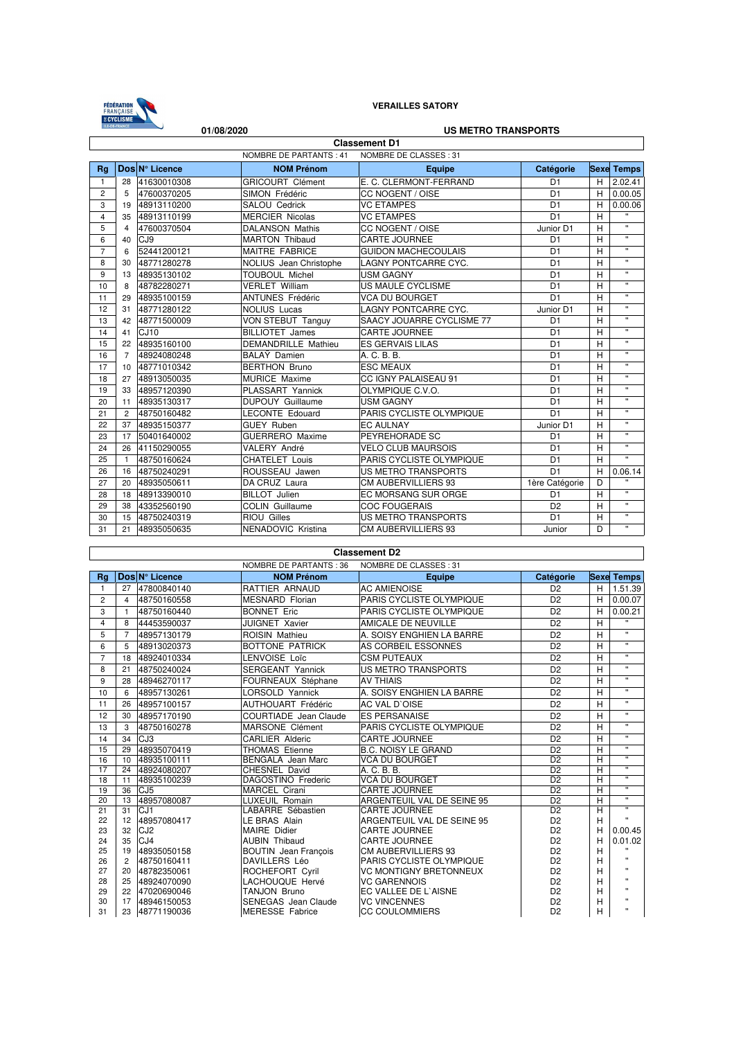**VERAILLES SATORY**

**01/08/2020** **US METRO TRANSPORTS**

## Classement D1

NOMBRE DE PARTANTS : 41 NOMBRE DE CLASSES : 31

| Rg | Dos | N° Licence | NOM Prénom | Equipe | Catégorie | Sexe | Temps |
|---|---|---|---|---|---|---|---|
| 1 | 28 | 41630010308 | GRICOURT Clément | E. C. CLERMONT-FERRAND | D1 | H | 2.02.41 |
| 2 | 5 | 47600370205 | SIMON Frédéric | CC NOGENT / OISE | D1 | H | 0.00.05 |
| 3 | 19 | 48913110200 | SALOU Cedrick | VC ETAMPES | D1 | H | 0.00.06 |
| 4 | 35 | 48913110199 | MERCIER Nicolas | VC ETAMPES | D1 | H | " |
| 5 | 4 | 47600370504 | DALANSON Mathis | CC NOGENT / OISE | Junior D1 | H | " |
| 6 | 40 | CJ9 | MARTON Thibaud | CARTE JOURNEE | D1 | H | " |
| 7 | 6 | 52441200121 | MAITRE FABRICE | GUIDON MACHECOULAIS | D1 | H | " |
| 8 | 30 | 48771280278 | NOLIUS Jean Christophe | LAGNY PONTCARRE CYC. | D1 | H | " |
| 9 | 13 | 48935130102 | TOUBOUL Michel | USM GAGNY | D1 | H | " |
| 10 | 8 | 48782280271 | VERLET William | US MAULE CYCLISME | D1 | H | " |
| 11 | 29 | 48935100159 | ANTUNES Frédéric | VCA DU BOURGET | D1 | H | " |
| 12 | 31 | 48771280122 | NOLIUS Lucas | LAGNY PONTCARRE CYC. | Junior D1 | H | " |
| 13 | 42 | 48771500009 | VON STEBUT Tanguy | SAACY JOUARRE CYCLISME 77 | D1 | H | " |
| 14 | 41 | CJ10 | BILLIOTET James | CARTE JOURNEE | D1 | H | " |
| 15 | 22 | 48935160100 | DEMANDRILLE Mathieu | ES GERVAIS LILAS | D1 | H | " |
| 16 | 7 | 48924080248 | BALAY Damien | A. C. B. B. | D1 | H | " |
| 17 | 10 | 48771010342 | BERTHON Bruno | ESC MEAUX | D1 | H | " |
| 18 | 27 | 48913050035 | MURICE Maxime | CC IGNY PALAISEAU 91 | D1 | H | " |
| 19 | 33 | 48957120390 | PLASSART Yannick | OLYMPIQUE C.V.O. | D1 | H | " |
| 20 | 11 | 48935130317 | DUPOUY Guillaume | USM GAGNY | D1 | H | " |
| 21 | 2 | 48750160482 | LECONTE Edouard | PARIS CYCLISTE OLYMPIQUE | D1 | H | " |
| 22 | 37 | 48935150377 | GUEY Ruben | EC AULNAY | Junior D1 | H | " |
| 23 | 17 | 50401640002 | GUERRERO Maxime | PEYREHORADE SC | D1 | H | " |
| 24 | 26 | 41150290055 | VALERY André | VELO CLUB MAURSOIS | D1 | H | " |
| 25 | 1 | 48750160624 | CHATELET Louis | PARIS CYCLISTE OLYMPIQUE | D1 | H | " |
| 26 | 16 | 48750240291 | ROUSSEAU Jawen | US METRO TRANSPORTS | D1 | H | 0.06.14 |
| 27 | 20 | 48935050611 | DA CRUZ Laura | CM AUBERVILLIERS 93 | 1ère Catégorie | D | " |
| 28 | 18 | 48913390010 | BILLOT Julien | EC MORSANG SUR ORGE | D1 | H | " |
| 29 | 38 | 43352560190 | COLIN Guillaume | COC FOUGERAIS | D2 | H | " |
| 30 | 15 | 48750240319 | RIOU Gilles | US METRO TRANSPORTS | D1 | H | " |
| 31 | 21 | 48935050635 | NENADOVIC Kristina | CM AUBERVILLIERS 93 | Junior | D | " |

## Classement D2

NOMBRE DE PARTANTS : 36 NOMBRE DE CLASSES : 31

| Rg | Dos | N° Licence | NOM Prénom | Equipe | Catégorie | Sexe | Temps |
|---|---|---|---|---|---|---|---|
| 1 | 27 | 47800840140 | RATTIER ARNAUD | AC AMIENOISE | D2 | H | 1.51.39 |
| 2 | 4 | 48750160558 | MESNARD Florian | PARIS CYCLISTE OLYMPIQUE | D2 | H | 0.00.07 |
| 3 | 1 | 48750160440 | BONNET Eric | PARIS CYCLISTE OLYMPIQUE | D2 | H | 0.00.21 |
| 4 | 8 | 44453590037 | JUIGNET Xavier | AMICALE DE NEUVILLE | D2 | H | " |
| 5 | 7 | 48957130179 | ROISIN Mathieu | A. SOISY ENGHIEN LA BARRE | D2 | H | " |
| 6 | 5 | 48913020373 | BOTTONE PATRICK | AS CORBEIL ESSONNES | D2 | H | " |
| 7 | 18 | 48924010334 | LENVOISE Loïc | CSM PUTEAUX | D2 | H | " |
| 8 | 21 | 48750240024 | SERGEANT Yannick | US METRO TRANSPORTS | D2 | H | " |
| 9 | 28 | 48946270117 | FOURNEAUX Stéphane | AV THIAIS | D2 | H | " |
| 10 | 6 | 48957130261 | LORSOLD Yannick | A. SOISY ENGHIEN LA BARRE | D2 | H | " |
| 11 | 26 | 48957100157 | AUTHOUART Frédéric | AC VAL D`OISE | D2 | H | " |
| 12 | 30 | 48957170190 | COURTIADE Jean Claude | ES PERSANAISE | D2 | H | " |
| 13 | 3 | 48750160278 | MARSONE Clément | PARIS CYCLISTE OLYMPIQUE | D2 | H | " |
| 14 | 34 | CJ3 | CARLIER Alderic | CARTE JOURNEE | D2 | H | " |
| 15 | 29 | 48935070419 | THOMAS Etienne | B.C. NOISY LE GRAND | D2 | H | " |
| 16 | 10 | 48935100111 | BENGALA Jean Marc | VCA DU BOURGET | D2 | H | " |
| 17 | 24 | 48924080207 | CHESNEL David | A. C. B. B. | D2 | H | " |
| 18 | 11 | 48935100239 | DAGOSTINO Frederic | VCA DU BOURGET | D2 | H | " |
| 19 | 36 | CJ5 | MARCEL Cirani | CARTE JOURNEE | D2 | H | " |
| 20 | 13 | 48957080087 | LUXEUIL Romain | ARGENTEUIL VAL DE SEINE 95 | D2 | H | " |
| 21 | 31 | CJ1 | LABARRE Sébastien | CARTE JOURNEE | D2 | H | " |
| 22 | 12 | 48957080417 | LE BRAS Alain | ARGENTEUIL VAL DE SEINE 95 | D2 | H | " |
| 23 | 32 | CJ2 | MAIRE Didier | CARTE JOURNEE | D2 | H | 0.00.45 |
| 24 | 35 | CJ4 | AUBIN Thibaud | CARTE JOURNEE | D2 | H | 0.01.02 |
| 25 | 19 | 48935050158 | BOUTIN Jean François | CM AUBERVILLIERS 93 | D2 | H | " |
| 26 | 2 | 48750160411 | DAVILLERS Léo | PARIS CYCLISTE OLYMPIQUE | D2 | H | " |
| 27 | 20 | 48782350061 | ROCHEFORT Cyril | VC MONTIGNY BRETONNEUX | D2 | H | " |
| 28 | 25 | 48924070090 | LACHOUQUE Hervé | VC GARENNOIS | D2 | H | " |
| 29 | 22 | 47020690046 | TANJON Bruno | EC VALLEE DE L`AISNE | D2 | H | " |
| 30 | 17 | 48946150053 | SENEGAS Jean Claude | VC VINCENNES | D2 | H | " |
| 31 | 23 | 48771190036 | MERESSE Fabrice | CC COULOMMIERS | D2 | H | " |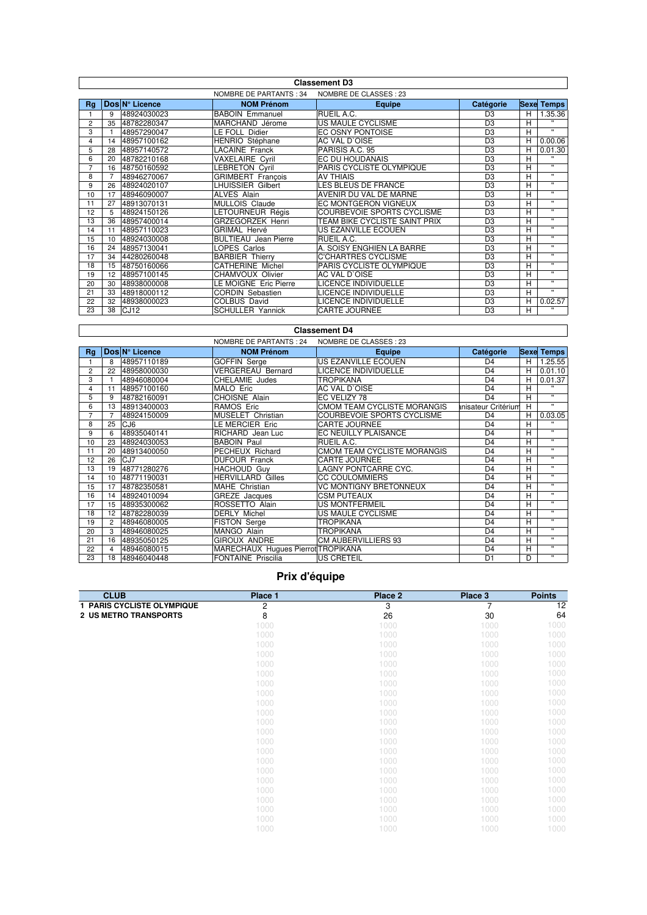## Classement D3

NOMBRE DE PARTANTS : 34 NOMBRE DE CLASSES : 23

| Rg | Dos | N° Licence | NOM Prénom | Equipe | Catégorie | Sexe | Temps |
|---|---|---|---|---|---|---|---|
| 1 | 9 | 48924030023 | BABOIN Emmanuel | RUEIL A.C. | D3 | H | 1.35.36 |
| 2 | 35 | 48782280347 | MARCHAND Jérome | US MAULE CYCLISME | D3 | H | " |
| 3 | 1 | 48957290047 | LE FOLL Didier | EC OSNY PONTOISE | D3 | H | " |
| 4 | 14 | 48957100162 | HENRIO Stéphane | AC VAL D`OISE | D3 | H | 0.00.06 |
| 5 | 28 | 48957140572 | LACAINE Franck | PARISIS A.C. 95 | D3 | H | 0.01.30 |
| 6 | 20 | 48782210168 | VAXELAIRE Cyril | EC DU HOUDANAIS | D3 | H | " |
| 7 | 16 | 48750160592 | LEBRETON Cyril | PARIS CYCLISTE OLYMPIQUE | D3 | H | " |
| 8 | 7 | 48946270067 | GRIMBERT François | AV THIAIS | D3 | H | " |
| 9 | 26 | 48924020107 | LHUISSIER Gilbert | LES BLEUS DE FRANCE | D3 | H | " |
| 10 | 17 | 48946090007 | ALVES Alain | AVENIR DU VAL DE MARNE | D3 | H | " |
| 11 | 27 | 48913070131 | MULLOIS Claude | EC MONTGERON VIGNEUX | D3 | H | " |
| 12 | 5 | 48924150126 | LETOURNEUR Régis | COURBEVOIE SPORTS CYCLISME | D3 | H | " |
| 13 | 36 | 48957400014 | GRZEGORZEK Henri | TEAM BIKE CYCLISTE SAINT PRIX | D3 | H | " |
| 14 | 11 | 48957110023 | GRIMAL Hervé | US EZANVILLE ECOUEN | D3 | H | " |
| 15 | 10 | 48924030008 | BULTIEAU Jean Pierre | RUEIL A.C. | D3 | H | " |
| 16 | 24 | 48957130041 | LOPES Carlos | A. SOISY ENGHIEN LA BARRE | D3 | H | " |
| 17 | 34 | 44280260048 | BARBIER Thierry | C'CHARTRES CYCLISME | D3 | H | " |
| 18 | 15 | 48750160066 | CATHERINE Michel | PARIS CYCLISTE OLYMPIQUE | D3 | H | " |
| 19 | 12 | 48957100145 | CHAMVOUX Olivier | AC VAL D`OISE | D3 | H | " |
| 20 | 30 | 48938000008 | LE MOIGNE Eric Pierre | LICENCE INDIVIDUELLE | D3 | H | " |
| 21 | 33 | 48918000112 | CORDIN Sebastien | LICENCE INDIVIDUELLE | D3 | H | " |
| 22 | 32 | 48938000023 | COLBUS David | LICENCE INDIVIDUELLE | D3 | H | 0.02.57 |
| 23 | 38 | CJ12 | SCHULLER Yannick | CARTE JOURNEE | D3 | H | " |

## Classement D4

NOMBRE DE PARTANTS : 24 NOMBRE DE CLASSES : 23

| Rg | Dos | N° Licence | NOM Prénom | Equipe | Catégorie | Sexe | Temps |
|---|---|---|---|---|---|---|---|
| 1 | 8 | 48957110189 | GOFFIN Serge | US EZANVILLE ECOUEN | D4 | H | 1.25.55 |
| 2 | 22 | 48958000030 | VERGEREAU Bernard | LICENCE INDIVIDUELLE | D4 | H | 0.01.10 |
| 3 | 1 | 48946080004 | CHELAMIE Judes | TROPIKANA | D4 | H | 0.01.37 |
| 4 | 11 | 48957100160 | MALO Eric | AC VAL D`OISE | D4 | H | " |
| 5 | 9 | 48782160091 | CHOISNE Alain | EC VELIZY 78 | D4 | H | " |
| 6 | 13 | 48913400003 | RAMOS Eric | CMOM TEAM CYCLISTE MORANGIS | anisateur Critérium | H | " |
| 7 | 7 | 48924150009 | MUSELET Christian | COURBEVOIE SPORTS CYCLISME | D4 | H | 0.03.05 |
| 8 | 25 | CJ6 | LE MERCIER Eric | CARTE JOURNEE | D4 | H | " |
| 9 | 6 | 48935040141 | RICHARD Jean Luc | EC NEUILLY PLAISANCE | D4 | H | " |
| 10 | 23 | 48924030053 | BABOIN Paul | RUEIL A.C. | D4 | H | " |
| 11 | 20 | 48913400050 | PECHEUX Richard | CMOM TEAM CYCLISTE MORANGIS | D4 | H | " |
| 12 | 26 | CJ7 | DUFOUR Franck | CARTE JOURNEE | D4 | H | " |
| 13 | 19 | 48771280276 | HACHOUD Guy | LAGNY PONTCARRE CYC. | D4 | H | " |
| 14 | 10 | 48771190031 | HERVILLARD Gilles | CC COULOMMIERS | D4 | H | " |
| 15 | 17 | 48782350581 | MAHE Christian | VC MONTIGNY BRETONNEUX | D4 | H | " |
| 16 | 14 | 48924010094 | GREZE Jacques | CSM PUTEAUX | D4 | H | " |
| 17 | 15 | 48935300062 | ROSSETTO Alain | US MONTFERMEIL | D4 | H | " |
| 18 | 12 | 48782280039 | DERLY Michel | US MAULE CYCLISME | D4 | H | " |
| 19 | 2 | 48946080005 | FISTON Serge | TROPIKANA | D4 | H | " |
| 20 | 3 | 48946080025 | MANGO Alain | TROPIKANA | D4 | H | " |
| 21 | 16 | 48935050125 | GIROUX ANDRE | CM AUBERVILLIERS 93 | D4 | H | " |
| 22 | 4 | 48946080015 | MARECHAUX Hugues Pierrot | TROPIKANA | D4 | H | " |
| 23 | 18 | 48946040448 | FONTAINE Priscilia | US CRETEIL | D1 | D | " |

# Prix d'équipe

| CLUB | Place 1 | Place 2 | Place 3 | Points |
|---|---|---|---|---|
| 1 PARIS CYCLISTE OLYMPIQUE | 2 | 3 | 7 | 12 |
| 2 US METRO TRANSPORTS | 8 | 26 | 30 | 64 |
| | 1000 | 1000 | 1000 | 1000 |
| | 1000 | 1000 | 1000 | 1000 |
| | 1000 | 1000 | 1000 | 1000 |
| | 1000 | 1000 | 1000 | 1000 |
| | 1000 | 1000 | 1000 | 1000 |
| | 1000 | 1000 | 1000 | 1000 |
| | 1000 | 1000 | 1000 | 1000 |
| | 1000 | 1000 | 1000 | 1000 |
| | 1000 | 1000 | 1000 | 1000 |
| | 1000 | 1000 | 1000 | 1000 |
| | 1000 | 1000 | 1000 | 1000 |
| | 1000 | 1000 | 1000 | 1000 |
| | 1000 | 1000 | 1000 | 1000 |
| | 1000 | 1000 | 1000 | 1000 |
| | 1000 | 1000 | 1000 | 1000 |
| | 1000 | 1000 | 1000 | 1000 |
| | 1000 | 1000 | 1000 | 1000 |
| | 1000 | 1000 | 1000 | 1000 |
| | 1000 | 1000 | 1000 | 1000 |
| | 1000 | 1000 | 1000 | 1000 |
| | 1000 | 1000 | 1000 | 1000 |
| | 1000 | 1000 | 1000 | 1000 |